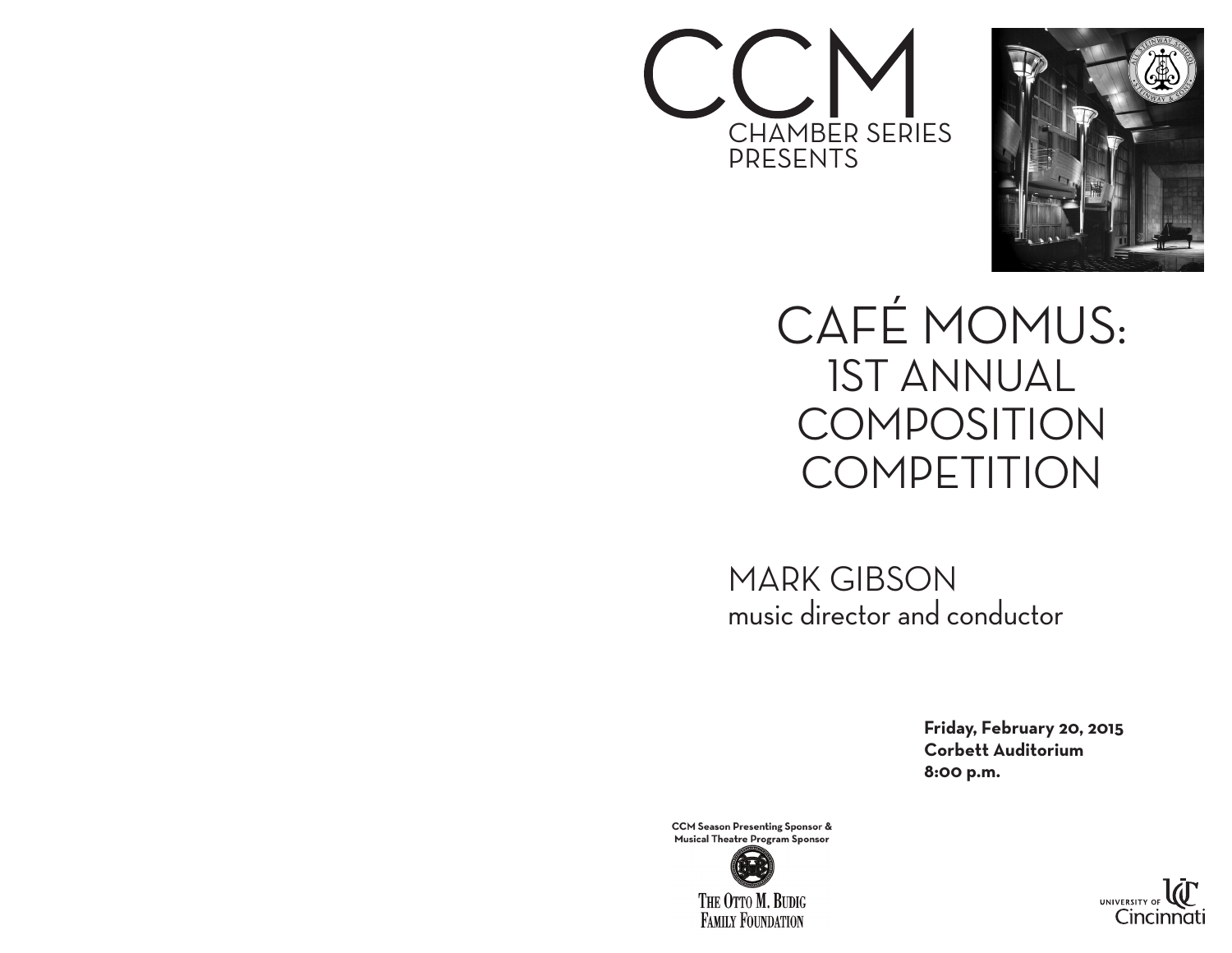# CCM

CHAMBER SERIES
PRESENTS

# CAFÉ MOMUS:
## 1ST ANNUAL COMPOSITION COMPETITION

MARK GIBSON
music director and conductor

**Friday, February 20, 2015**
**Corbett Auditorium**
**8:00 p.m.**

**CCM Season Presenting Sponsor & Musical Theatre Program Sponsor**

THE OTTO M. BUDIG FAMILY FOUNDATION

UNIVERSITY OF Cincinnati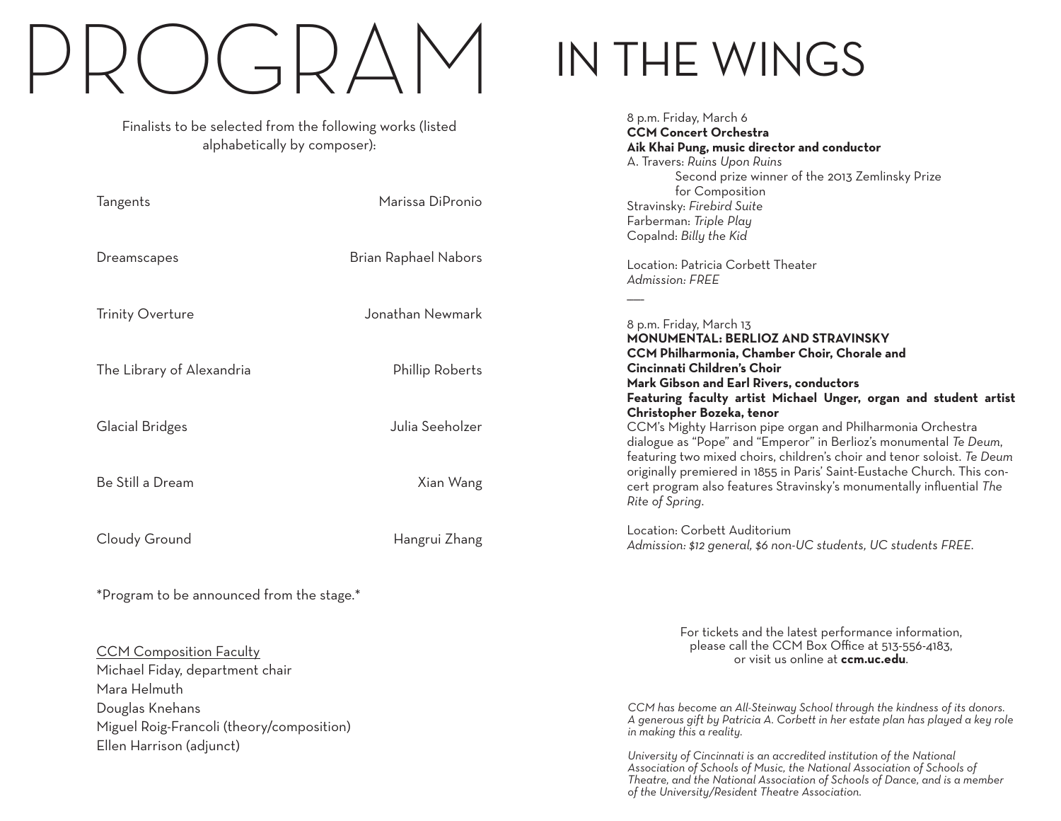# PROGRAM

Finalists to be selected from the following works (listed alphabetically by composer):

| | |
|---|---|
| Tangents | Marissa DiPronio |
| Dreamscapes | Brian Raphael Nabors |
| Trinity Overture | Jonathan Newmark |
| The Library of Alexandria | Phillip Roberts |
| Glacial Bridges | Julia Seeholzer |
| Be Still a Dream | Xian Wang |
| Cloudy Ground | Hangrui Zhang |

*Program to be announced from the stage.*

CCM Composition Faculty
Michael Fiday, department chair
Mara Helmuth
Douglas Knehans
Miguel Roig-Francoli (theory/composition)
Ellen Harrison (adjunct)

# IN THE WINGS

8 p.m. Friday, March 6
**CCM Concert Orchestra**
**Aik Khai Pung, music director and conductor**
A. Travers: *Ruins Upon Ruins*
Second prize winner of the 2013 Zemlinsky Prize for Composition
Stravinsky: *Firebird Suite*
Farberman: *Triple Play*
Copalnd: *Billy the Kid*

Location: Patricia Corbett Theater
*Admission: FREE*

---

8 p.m. Friday, March 13
**MONUMENTAL: BERLIOZ AND STRAVINSKY**
**CCM Philharmonia, Chamber Choir, Chorale and Cincinnati Children's Choir**
**Mark Gibson and Earl Rivers, conductors**
**Featuring faculty artist Michael Unger, organ and student artist Christopher Bozeka, tenor**
CCM's Mighty Harrison pipe organ and Philharmonia Orchestra dialogue as "Pope" and "Emperor" in Berlioz's monumental *Te Deum*, featuring two mixed choirs, children's choir and tenor soloist. *Te Deum* originally premiered in 1855 in Paris' Saint-Eustache Church. This concert program also features Stravinsky's monumentally influential *The Rite of Spring*.

Location: Corbett Auditorium
*Admission: $12 general, $6 non-UC students, UC students FREE.*

For tickets and the latest performance information, please call the CCM Box Office at 513-556-4183, or visit us online at **ccm.uc.edu**.

*CCM has become an All-Steinway School through the kindness of its donors. A generous gift by Patricia A. Corbett in her estate plan has played a key role in making this a reality.*

*University of Cincinnati is an accredited institution of the National Association of Schools of Music, the National Association of Schools of Theatre, and the National Association of Schools of Dance, and is a member of the University/Resident Theatre Association.*